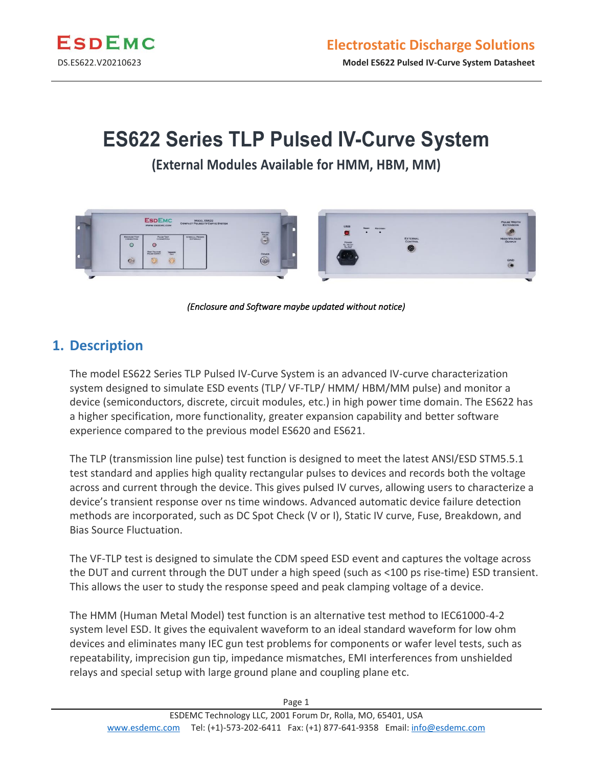# ES622 Series TLP Pulsed IV-Curve System

## (External Modules Available for HMM, HBM, MM)

*(Enclosure and Software maybe updated without notice)*

## 1. Description

The model ES622 Series TLP Pulsed IV-Curve System is an advanced IV-curve characterization system designed to simulate ESD events (TLP/ VF-TLP/ HMM/ HBM/MM pulse) and monitor a device (semiconductors, discrete, circuit modules, etc.) in high power time domain. The ES622 has a higher specification, more functionality, greater expansion capability and better software experience compared to the previous model ES620 and ES621.

The TLP (transmission line pulse) test function is designed to meet the latest ANSI/ESD STM5.5.1 test standard and applies high quality rectangular pulses to devices and records both the voltage across and current through the device. This gives pulsed IV curves, allowing users to characterize a device's transient response over ns time windows. Advanced automatic device failure detection methods are incorporated, such as DC Spot Check (V or I), Static IV curve, Fuse, Breakdown, and Bias Source Fluctuation.

The VF-TLP test is designed to simulate the CDM speed ESD event and captures the voltage across the DUT and current through the DUT under a high speed (such as <100 ps rise-time) ESD transient. This allows the user to study the response speed and peak clamping voltage of a device.

The HMM (Human Metal Model) test function is an alternative test method to IEC61000-4-2 system level ESD. It gives the equivalent waveform to an ideal standard waveform for low ohm devices and eliminates many IEC gun test problems for components or wafer level tests, such as repeatability, imprecision gun tip, impedance mismatches, EMI interferences from unshielded relays and special setup with large ground plane and coupling plane etc.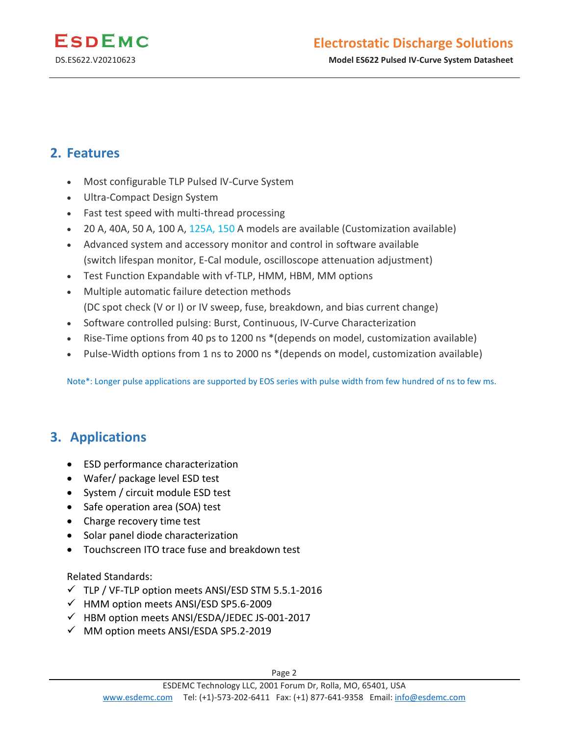## 2. Features

- Most configurable TLP Pulsed IV-Curve System
- Ultra-Compact Design System
- Fast test speed with multi-thread processing
- 20 A, 40A, 50 A, 100 A, 125A, 150 A models are available (Customization available)
- Advanced system and accessory monitor and control in software available
  (switch lifespan monitor, E-Cal module, oscilloscope attenuation adjustment)
- Test Function Expandable with vf-TLP, HMM, HBM, MM options
- Multiple automatic failure detection methods
  (DC spot check (V or I) or IV sweep, fuse, breakdown, and bias current change)
- Software controlled pulsing: Burst, Continuous, IV-Curve Characterization
- Rise-Time options from 40 ps to 1200 ns *(depends on model, customization available)
- Pulse-Width options from 1 ns to 2000 ns *(depends on model, customization available)

Note*: Longer pulse applications are supported by EOS series with pulse width from few hundred of ns to few ms.

## 3. Applications

- ESD performance characterization
- Wafer/ package level ESD test
- System / circuit module ESD test
- Safe operation area (SOA) test
- Charge recovery time test
- Solar panel diode characterization
- Touchscreen ITO trace fuse and breakdown test

Related Standards:

- ✓ TLP / VF-TLP option meets ANSI/ESD STM 5.5.1-2016
- ✓ HMM option meets ANSI/ESD SP5.6-2009
- ✓ HBM option meets ANSI/ESDA/JEDEC JS-001-2017
- ✓ MM option meets ANSI/ESDA SP5.2-2019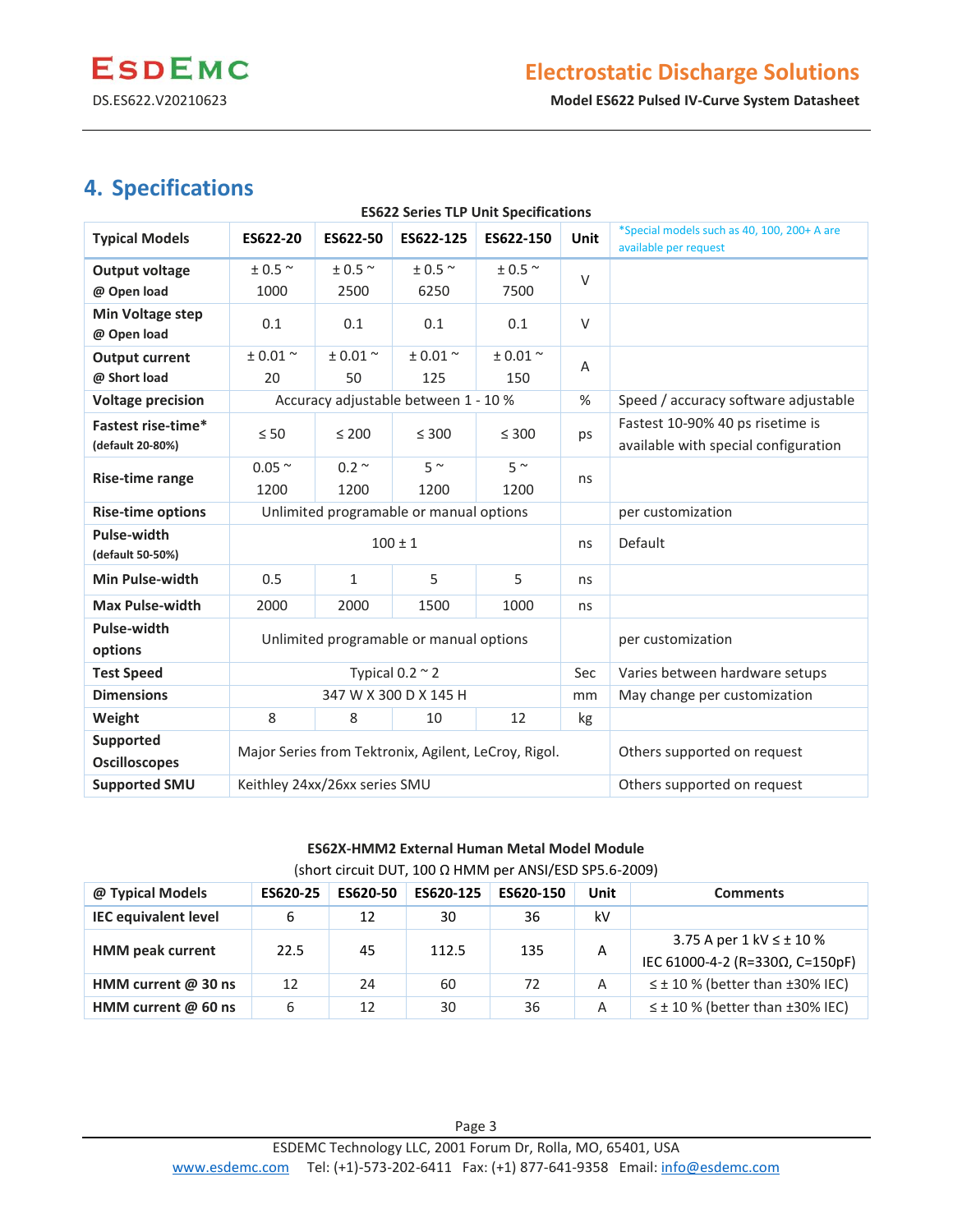## 4. Specifications

**ES622 Series TLP Unit Specifications**

| Typical Models | ES622-20 | ES622-50 | ES622-125 | ES622-150 | Unit | *Special models such as 40, 100, 200+ A are available per request |
|---|---|---|---|---|---|---|
| **Output voltage** @ Open load | ± 0.5 ~ 1000 | ± 0.5 ~ 2500 | ± 0.5 ~ 6250 | ± 0.5 ~ 7500 | V | |
| **Min Voltage step** @ Open load | 0.1 | 0.1 | 0.1 | 0.1 | V | |
| **Output current** @ Short load | ± 0.01 ~ 20 | ± 0.01 ~ 50 | ± 0.01 ~ 125 | ± 0.01 ~ 150 | A | |
| **Voltage precision** | Accuracy adjustable between 1 - 10 % | | | | % | Speed / accuracy software adjustable |
| **Fastest rise-time*** (default 20-80%) | ≤ 50 | ≤ 200 | ≤ 300 | ≤ 300 | ps | Fastest 10-90% 40 ps risetime is available with special configuration |
| **Rise-time range** | 0.05 ~ 1200 | 0.2 ~ 1200 | 5 ~ 1200 | 5 ~ 1200 | ns | |
| **Rise-time options** | Unlimited programable or manual options | | | | | per customization |
| **Pulse-width** (default 50-50%) | 100 ± 1 | | | | ns | Default |
| **Min Pulse-width** | 0.5 | 1 | 5 | 5 | ns | |
| **Max Pulse-width** | 2000 | 2000 | 1500 | 1000 | ns | |
| **Pulse-width options** | Unlimited programable or manual options | | | | | per customization |
| **Test Speed** | Typical 0.2 ~ 2 | | | | Sec | Varies between hardware setups |
| **Dimensions** | 347 W X 300 D X 145 H | | | | mm | May change per customization |
| **Weight** | 8 | 8 | 10 | 12 | kg | |
| **Supported Oscilloscopes** | Major Series from Tektronix, Agilent, LeCroy, Rigol. | | | | | Others supported on request |
| **Supported SMU** | Keithley 24xx/26xx series SMU | | | | | Others supported on request |

**ES62X-HMM2 External Human Metal Model Module**

(short circuit DUT, 100 Ω HMM per ANSI/ESD SP5.6-2009)

| @ Typical Models | ES620-25 | ES620-50 | ES620-125 | ES620-150 | Unit | Comments |
|---|---|---|---|---|---|---|
| **IEC equivalent level** | 6 | 12 | 30 | 36 | kV | |
| **HMM peak current** | 22.5 | 45 | 112.5 | 135 | A | 3.75 A per 1 kV ≤ ± 10 % IEC 61000-4-2 (R=330Ω, C=150pF) |
| **HMM current @ 30 ns** | 12 | 24 | 60 | 72 | A | ≤ ± 10 % (better than ±30% IEC) |
| **HMM current @ 60 ns** | 6 | 12 | 30 | 36 | A | ≤ ± 10 % (better than ±30% IEC) |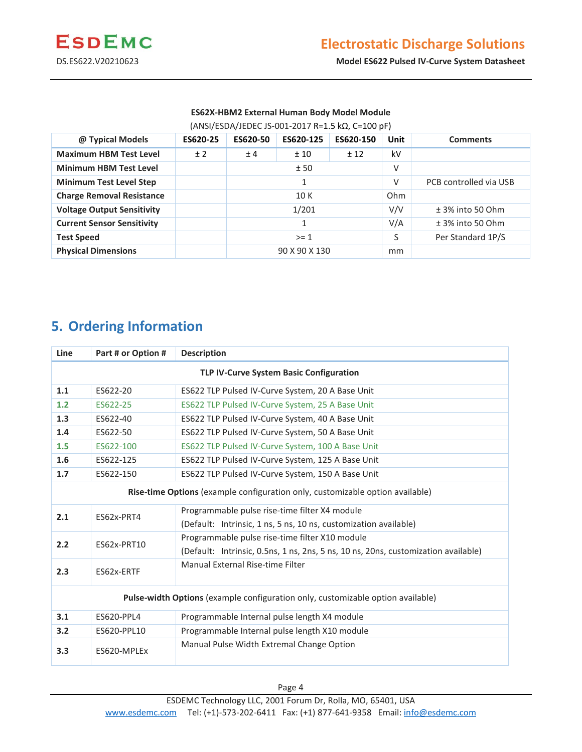**ES62X-HBM2 External Human Body Model Module**

(ANSI/ESDA/JEDEC JS-001-2017 R=1.5 kΩ, C=100 pF)

| @ Typical Models | ES620-25 | ES620-50 | ES620-125 | ES620-150 | Unit | Comments |
|---|---|---|---|---|---|---|
| **Maximum HBM Test Level** | ± 2 | ± 4 | ± 10 | ± 12 | kV | |
| **Minimum HBM Test Level** | | ± 50 | | | V | |
| **Minimum Test Level Step** | | 1 | | | V | PCB controlled via USB |
| **Charge Removal Resistance** | | 10 K | | | Ohm | |
| **Voltage Output Sensitivity** | | 1/201 | | | V/V | ± 3% into 50 Ohm |
| **Current Sensor Sensitivity** | | 1 | | | V/A | ± 3% into 50 Ohm |
| **Test Speed** | | >= 1 | | | S | Per Standard 1P/S |
| **Physical Dimensions** | | 90 X 90 X 130 | | | mm | |

## 5. Ordering Information

| Line | Part # or Option # | Description |
|---|---|---|
| | | **TLP IV-Curve System Basic Configuration** |
| **1.1** | ES622-20 | ES622 TLP Pulsed IV-Curve System, 20 A Base Unit |
| **1.2** | ES622-25 | ES622 TLP Pulsed IV-Curve System, 25 A Base Unit |
| **1.3** | ES622-40 | ES622 TLP Pulsed IV-Curve System, 40 A Base Unit |
| **1.4** | ES622-50 | ES622 TLP Pulsed IV-Curve System, 50 A Base Unit |
| **1.5** | ES622-100 | ES622 TLP Pulsed IV-Curve System, 100 A Base Unit |
| **1.6** | ES622-125 | ES622 TLP Pulsed IV-Curve System, 125 A Base Unit |
| **1.7** | ES622-150 | ES622 TLP Pulsed IV-Curve System, 150 A Base Unit |
| | | **Rise-time Options** (example configuration only, customizable option available) |
| **2.1** | ES62x-PRT4 | Programmable pulse rise-time filter X4 module (Default: Intrinsic, 1 ns, 5 ns, 10 ns, customization available) |
| **2.2** | ES62x-PRT10 | Programmable pulse rise-time filter X10 module (Default: Intrinsic, 0.5ns, 1 ns, 2ns, 5 ns, 10 ns, 20ns, customization available) |
| **2.3** | ES62x-ERTF | Manual External Rise-time Filter |
| | | **Pulse-width Options** (example configuration only, customizable option available) |
| **3.1** | ES620-PPL4 | Programmable Internal pulse length X4 module |
| **3.2** | ES620-PPL10 | Programmable Internal pulse length X10 module |
| **3.3** | ES620-MPLEx | Manual Pulse Width Extremal Change Option |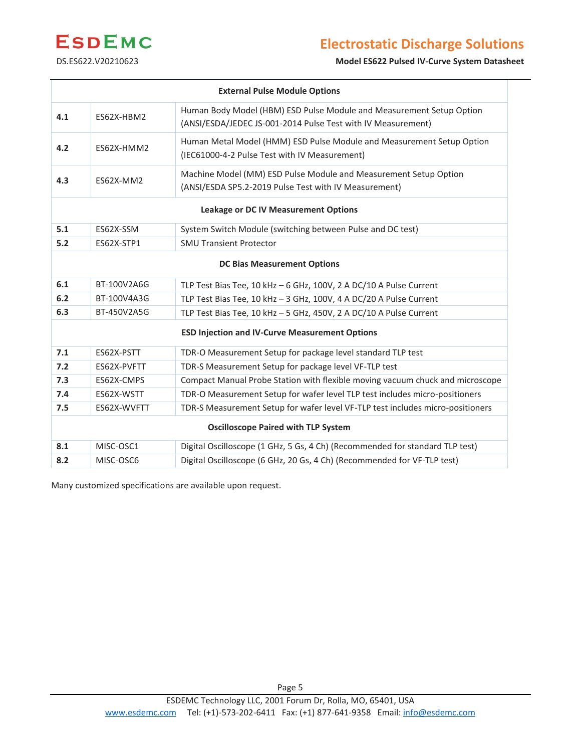| | | |
|---|---|---|
| | **External Pulse Module Options** | |
| **4.1** | ES62X-HBM2 | Human Body Model (HBM) ESD Pulse Module and Measurement Setup Option (ANSI/ESDA/JEDEC JS-001-2014 Pulse Test with IV Measurement) |
| **4.2** | ES62X-HMM2 | Human Metal Model (HMM) ESD Pulse Module and Measurement Setup Option (IEC61000-4-2 Pulse Test with IV Measurement) |
| **4.3** | ES62X-MM2 | Machine Model (MM) ESD Pulse Module and Measurement Setup Option (ANSI/ESDA SP5.2-2019 Pulse Test with IV Measurement) |
| | **Leakage or DC IV Measurement Options** | |
| **5.1** | ES62X-SSM | System Switch Module (switching between Pulse and DC test) |
| **5.2** | ES62X-STP1 | SMU Transient Protector |
| | **DC Bias Measurement Options** | |
| **6.1** | BT-100V2A6G | TLP Test Bias Tee, 10 kHz – 6 GHz, 100V, 2 A DC/10 A Pulse Current |
| **6.2** | BT-100V4A3G | TLP Test Bias Tee, 10 kHz – 3 GHz, 100V, 4 A DC/20 A Pulse Current |
| **6.3** | BT-450V2A5G | TLP Test Bias Tee, 10 kHz – 5 GHz, 450V, 2 A DC/10 A Pulse Current |
| | **ESD Injection and IV-Curve Measurement Options** | |
| **7.1** | ES62X-PSTT | TDR-O Measurement Setup for package level standard TLP test |
| **7.2** | ES62X-PVFTT | TDR-S Measurement Setup for package level VF-TLP test |
| **7.3** | ES62X-CMPS | Compact Manual Probe Station with flexible moving vacuum chuck and microscope |
| **7.4** | ES62X-WSTT | TDR-O Measurement Setup for wafer level TLP test includes micro-positioners |
| **7.5** | ES62X-WVFTT | TDR-S Measurement Setup for wafer level VF-TLP test includes micro-positioners |
| | **Oscilloscope Paired with TLP System** | |
| **8.1** | MISC-OSC1 | Digital Oscilloscope (1 GHz, 5 Gs, 4 Ch) (Recommended for standard TLP test) |
| **8.2** | MISC-OSC6 | Digital Oscilloscope (6 GHz, 20 Gs, 4 Ch) (Recommended for VF-TLP test) |

Many customized specifications are available upon request.